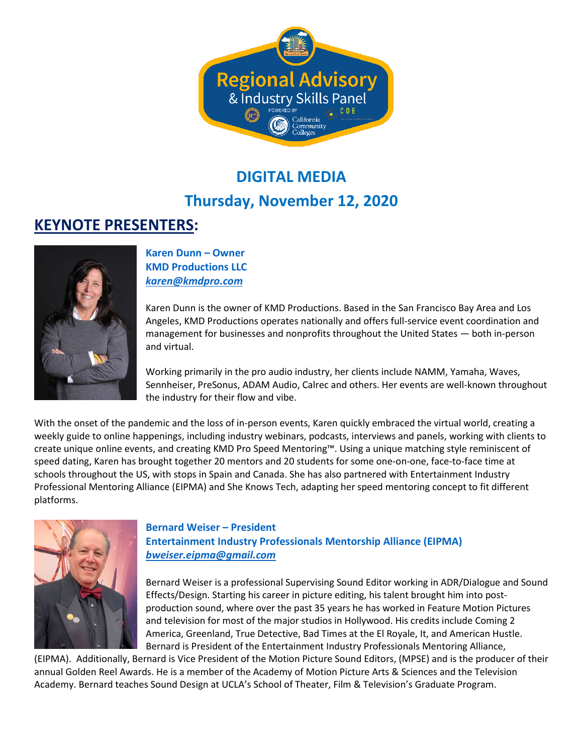# DIGITAL MEDIA

## Thursday, November 12, 2020

## KEYNOTE PRESENTERS:

**Karen Dunn – Owner**
**KMD Productions LLC**
***karen@kmdpro.com***

Karen Dunn is the owner of KMD Productions. Based in the San Francisco Bay Area and Los Angeles, KMD Productions operates nationally and offers full-service event coordination and management for businesses and nonprofits throughout the United States — both in-person and virtual.

Working primarily in the pro audio industry, her clients include NAMM, Yamaha, Waves, Sennheiser, PreSonus, ADAM Audio, Calrec and others. Her events are well-known throughout the industry for their flow and vibe.

With the onset of the pandemic and the loss of in-person events, Karen quickly embraced the virtual world, creating a weekly guide to online happenings, including industry webinars, podcasts, interviews and panels, working with clients to create unique online events, and creating KMD Pro Speed Mentoring™. Using a unique matching style reminiscent of speed dating, Karen has brought together 20 mentors and 20 students for some one-on-one, face-to-face time at schools throughout the US, with stops in Spain and Canada. She has also partnered with Entertainment Industry Professional Mentoring Alliance (EIPMA) and She Knows Tech, adapting her speed mentoring concept to fit different platforms.

**Bernard Weiser – President**
**Entertainment Industry Professionals Mentorship Alliance (EIPMA)**
***bweiser.eipma@gmail.com***

Bernard Weiser is a professional Supervising Sound Editor working in ADR/Dialogue and Sound Effects/Design. Starting his career in picture editing, his talent brought him into post-production sound, where over the past 35 years he has worked in Feature Motion Pictures and television for most of the major studios in Hollywood. His credits include Coming 2 America, Greenland, True Detective, Bad Times at the El Royale, It, and American Hustle. Bernard is President of the Entertainment Industry Professionals Mentoring Alliance, (EIPMA). Additionally, Bernard is Vice President of the Motion Picture Sound Editors, (MPSE) and is the producer of their annual Golden Reel Awards. He is a member of the Academy of Motion Picture Arts & Sciences and the Television Academy. Bernard teaches Sound Design at UCLA's School of Theater, Film & Television's Graduate Program.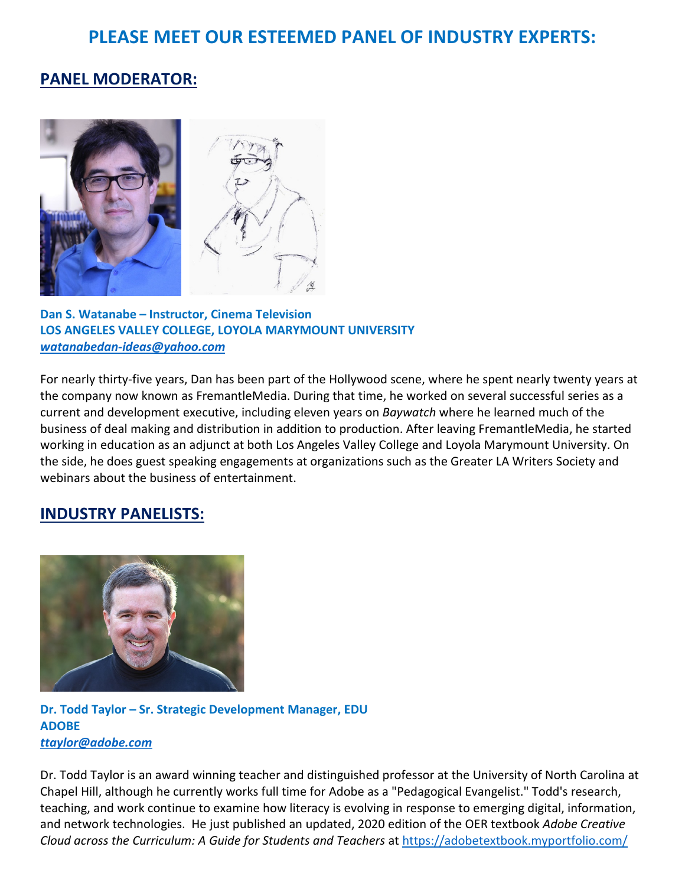# PLEASE MEET OUR ESTEEMED PANEL OF INDUSTRY EXPERTS:

## PANEL MODERATOR:

**Dan S. Watanabe – Instructor, Cinema Television**
**LOS ANGELES VALLEY COLLEGE, LOYOLA MARYMOUNT UNIVERSITY**
***watanabedan-ideas@yahoo.com***

For nearly thirty-five years, Dan has been part of the Hollywood scene, where he spent nearly twenty years at the company now known as FremantleMedia. During that time, he worked on several successful series as a current and development executive, including eleven years on *Baywatch* where he learned much of the business of deal making and distribution in addition to production. After leaving FremantleMedia, he started working in education as an adjunct at both Los Angeles Valley College and Loyola Marymount University. On the side, he does guest speaking engagements at organizations such as the Greater LA Writers Society and webinars about the business of entertainment.

## INDUSTRY PANELISTS:

**Dr. Todd Taylor – Sr. Strategic Development Manager, EDU**
**ADOBE**
***ttaylor@adobe.com***

Dr. Todd Taylor is an award winning teacher and distinguished professor at the University of North Carolina at Chapel Hill, although he currently works full time for Adobe as a "Pedagogical Evangelist." Todd's research, teaching, and work continue to examine how literacy is evolving in response to emerging digital, information, and network technologies. He just published an updated, 2020 edition of the OER textbook *Adobe Creative Cloud across the Curriculum: A Guide for Students and Teachers* at https://adobetextbook.myportfolio.com/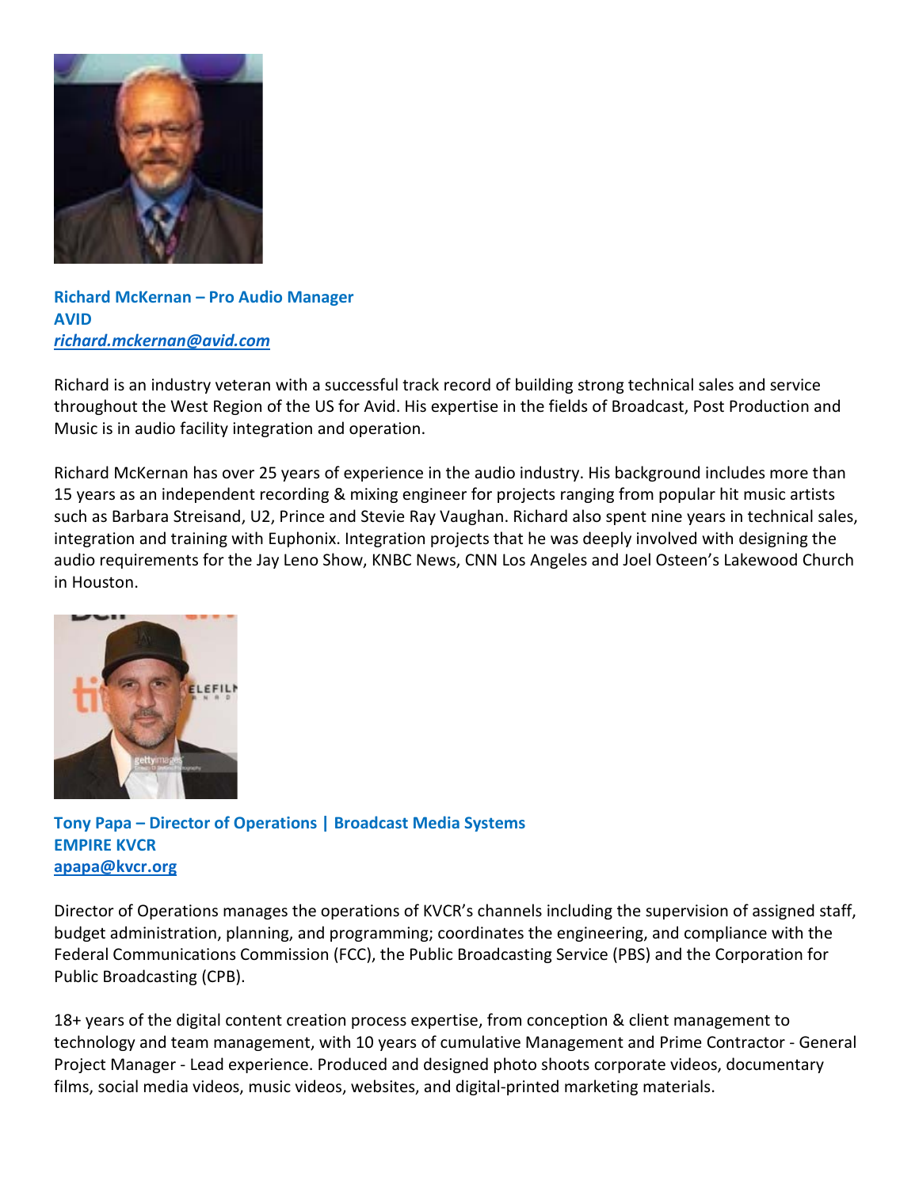**Richard McKernan – Pro Audio Manager**
**AVID**
***richard.mckernan@avid.com***

Richard is an industry veteran with a successful track record of building strong technical sales and service throughout the West Region of the US for Avid. His expertise in the fields of Broadcast, Post Production and Music is in audio facility integration and operation.

Richard McKernan has over 25 years of experience in the audio industry. His background includes more than 15 years as an independent recording & mixing engineer for projects ranging from popular hit music artists such as Barbara Streisand, U2, Prince and Stevie Ray Vaughan. Richard also spent nine years in technical sales, integration and training with Euphonix. Integration projects that he was deeply involved with designing the audio requirements for the Jay Leno Show, KNBC News, CNN Los Angeles and Joel Osteen's Lakewood Church in Houston.

**Tony Papa – Director of Operations | Broadcast Media Systems**
**EMPIRE KVCR**
**apapa@kvcr.org**

Director of Operations manages the operations of KVCR's channels including the supervision of assigned staff, budget administration, planning, and programming; coordinates the engineering, and compliance with the Federal Communications Commission (FCC), the Public Broadcasting Service (PBS) and the Corporation for Public Broadcasting (CPB).

18+ years of the digital content creation process expertise, from conception & client management to technology and team management, with 10 years of cumulative Management and Prime Contractor - General Project Manager - Lead experience. Produced and designed photo shoots corporate videos, documentary films, social media videos, music videos, websites, and digital-printed marketing materials.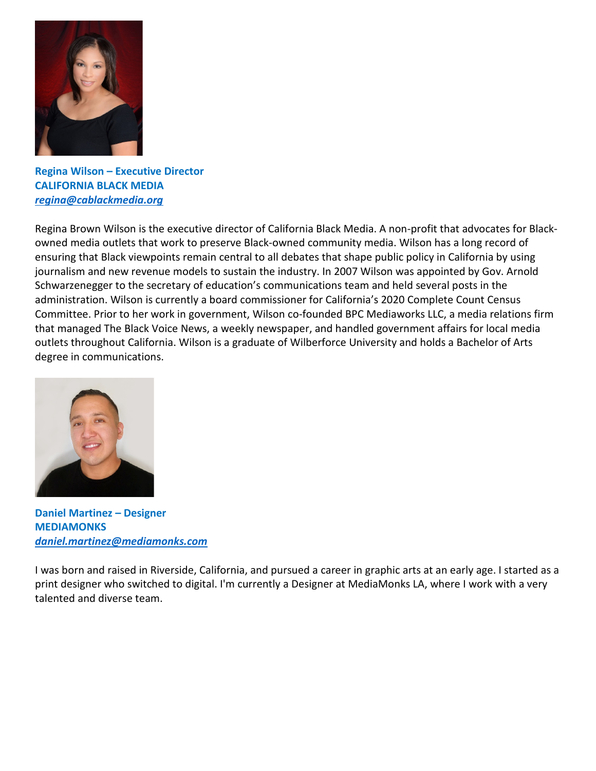**Regina Wilson – Executive Director**
**CALIFORNIA BLACK MEDIA**
***regina@cablackmedia.org***

Regina Brown Wilson is the executive director of California Black Media. A non-profit that advocates for Black-owned media outlets that work to preserve Black-owned community media. Wilson has a long record of ensuring that Black viewpoints remain central to all debates that shape public policy in California by using journalism and new revenue models to sustain the industry. In 2007 Wilson was appointed by Gov. Arnold Schwarzenegger to the secretary of education's communications team and held several posts in the administration. Wilson is currently a board commissioner for California's 2020 Complete Count Census Committee. Prior to her work in government, Wilson co-founded BPC Mediaworks LLC, a media relations firm that managed The Black Voice News, a weekly newspaper, and handled government affairs for local media outlets throughout California. Wilson is a graduate of Wilberforce University and holds a Bachelor of Arts degree in communications.

**Daniel Martinez – Designer**
**MEDIAMONKS**
***daniel.martinez@mediamonks.com***

I was born and raised in Riverside, California, and pursued a career in graphic arts at an early age. I started as a print designer who switched to digital. I'm currently a Designer at MediaMonks LA, where I work with a very talented and diverse team.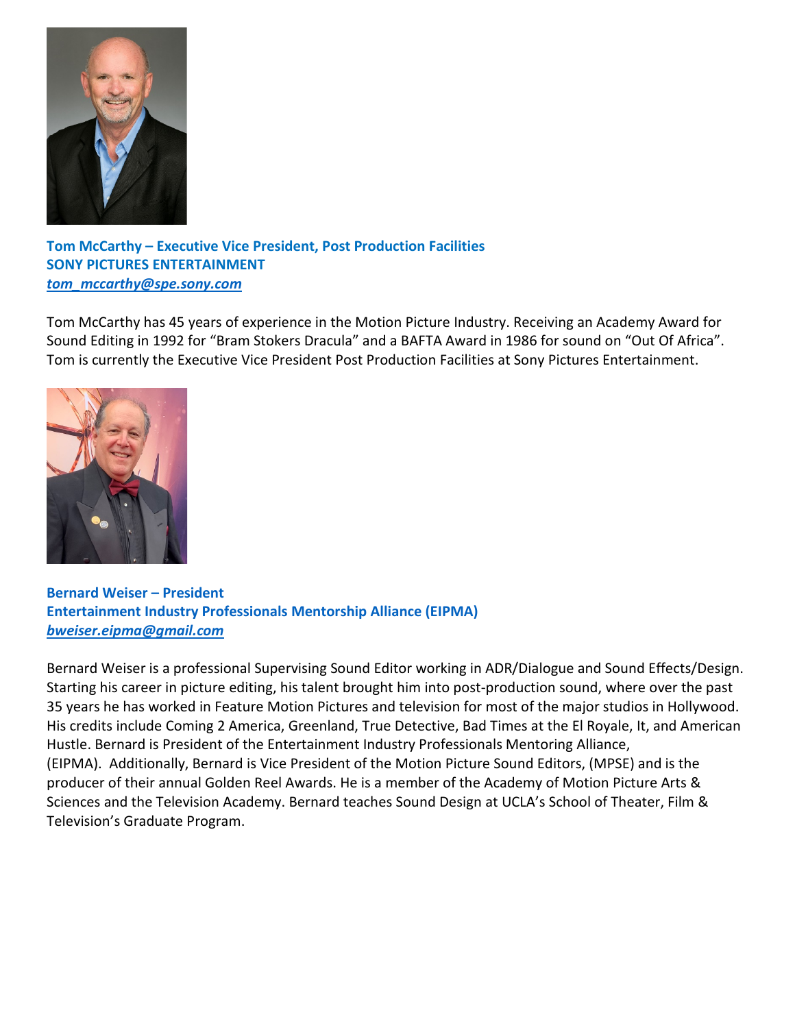**Tom McCarthy – Executive Vice President, Post Production Facilities**
**SONY PICTURES ENTERTAINMENT**
***tom_mccarthy@spe.sony.com***

Tom McCarthy has 45 years of experience in the Motion Picture Industry. Receiving an Academy Award for Sound Editing in 1992 for "Bram Stokers Dracula" and a BAFTA Award in 1986 for sound on "Out Of Africa". Tom is currently the Executive Vice President Post Production Facilities at Sony Pictures Entertainment.

**Bernard Weiser – President**
**Entertainment Industry Professionals Mentorship Alliance (EIPMA)**
***bweiser.eipma@gmail.com***

Bernard Weiser is a professional Supervising Sound Editor working in ADR/Dialogue and Sound Effects/Design. Starting his career in picture editing, his talent brought him into post-production sound, where over the past 35 years he has worked in Feature Motion Pictures and television for most of the major studios in Hollywood. His credits include Coming 2 America, Greenland, True Detective, Bad Times at the El Royale, It, and American Hustle. Bernard is President of the Entertainment Industry Professionals Mentoring Alliance, (EIPMA). Additionally, Bernard is Vice President of the Motion Picture Sound Editors, (MPSE) and is the producer of their annual Golden Reel Awards. He is a member of the Academy of Motion Picture Arts & Sciences and the Television Academy. Bernard teaches Sound Design at UCLA's School of Theater, Film & Television's Graduate Program.